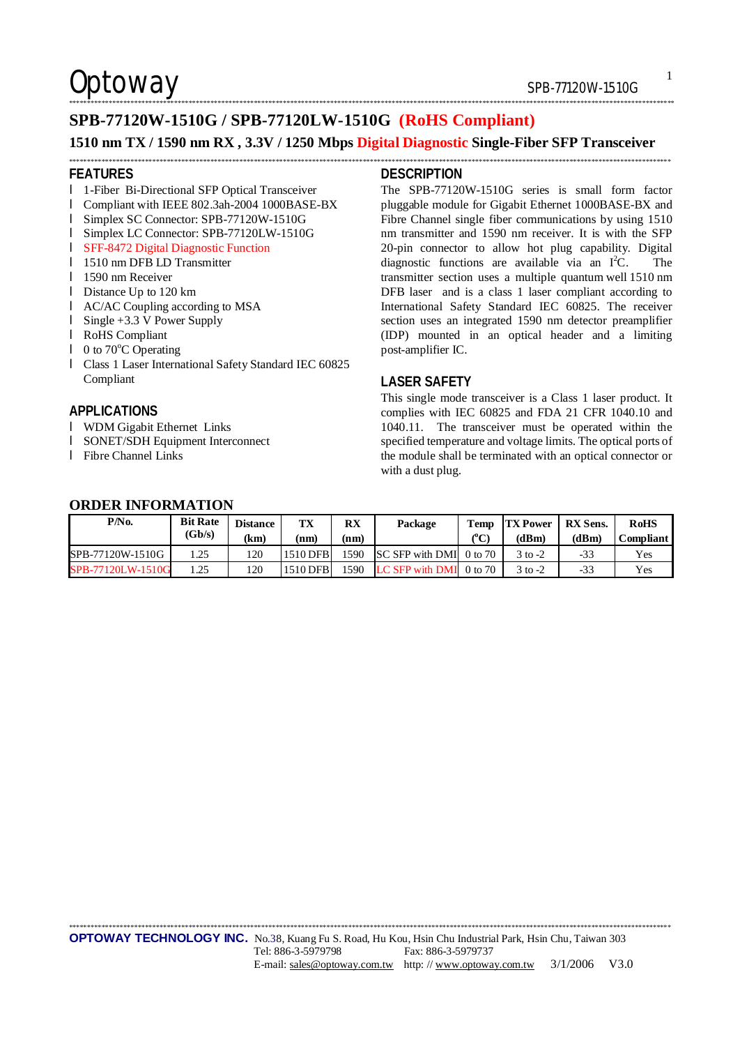# SPB-77120W-1510G / SPB-77120LW-1510G (RoHS Compliant)

## 1510 nm TX / 1590 nm RX , 3.3V / 1250 Mbps Digital Diagnostic Single-Fiber SFP Transceiver

## FEATURES

- 1-Fiber Bi-Directional SFP Optical Transceiver
- Compliant with IEEE 802.3ah-2004 1000BASE-BX
- Simplex SC Connector: SPB-77120W-1510G
- Simplex LC Connector: SPB-77120LW-1510G
- SFF-8472 Digital Diagnostic Function
- 1510 nm DFB LD Transmitter
- 1590 nm Receiver
- Distance Up to 120 km
- AC/AC Coupling according to MSA
- Single +3.3 V Power Supply
- RoHS Compliant
- 0 to 70°C Operating
- Class 1 Laser International Safety Standard IEC 60825 Compliant

## APPLICATIONS

- WDM Gigabit Ethernet Links
- SONET/SDH Equipment Interconnect
- Fibre Channel Links

## DESCRIPTION

The SPB-77120W-1510G series is small form factor pluggable module for Gigabit Ethernet 1000BASE-BX and Fibre Channel single fiber communications by using 1510 nm transmitter and 1590 nm receiver. It is with the SFP 20-pin connector to allow hot plug capability. Digital diagnostic functions are available via an $I^2C$. The transmitter section uses a multiple quantum well 1510 nm DFB laser and is a class 1 laser compliant according to International Safety Standard IEC 60825. The receiver section uses an integrated 1590 nm detector preamplifier (IDP) mounted in an optical header and a limiting post-amplifier IC.

## LASER SAFETY

This single mode transceiver is a Class 1 laser product. It complies with IEC 60825 and FDA 21 CFR 1040.10 and 1040.11. The transceiver must be operated within the specified temperature and voltage limits. The optical ports of the module shall be terminated with an optical connector or with a dust plug.

## ORDER INFORMATION

| P/No. | Bit Rate (Gb/s) | Distance (km) | TX (nm) | RX (nm) | Package | Temp (°C) | TX Power (dBm) | RX Sens. (dBm) | RoHS Compliant |
|---|---|---|---|---|---|---|---|---|---|
| SPB-77120W-1510G | 1.25 | 120 | 1510 DFB | 1590 | SC SFP with DMI | 0 to 70 | 3 to -2 | -33 | Yes |
| SPB-77120LW-1510G | 1.25 | 120 | 1510 DFB | 1590 | LC SFP with DMI | 0 to 70 | 3 to -2 | -33 | Yes |

**OPTOWAY TECHNOLOGY INC.** No.38, Kuang Fu S. Road, Hu Kou, Hsin Chu Industrial Park, Hsin Chu, Taiwan 303
Tel: 886-3-5979798 Fax: 886-3-5979737
E-mail: sales@optoway.com.tw http: // www.optoway.com.tw 3/1/2006 V3.0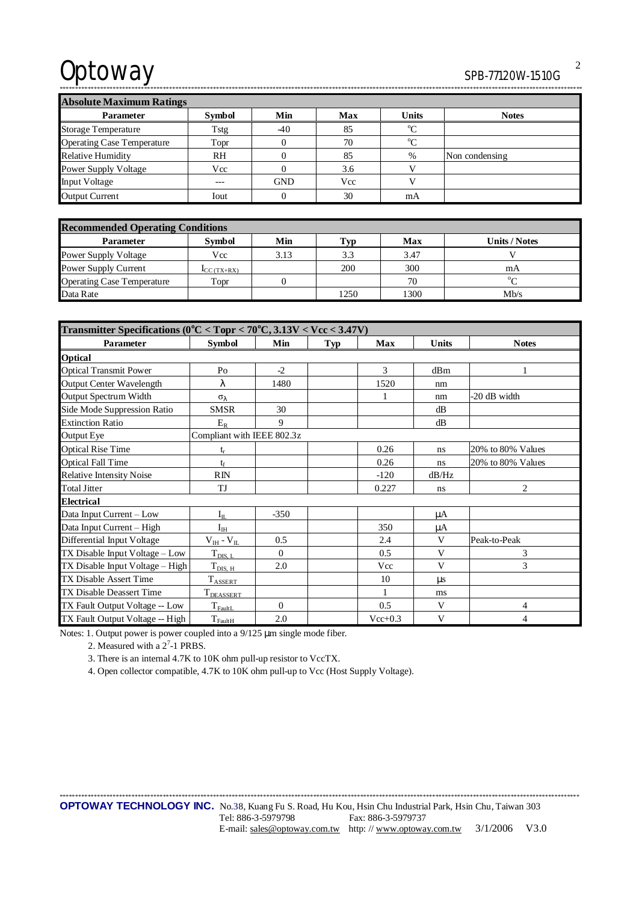| Absolute Maximum Ratings | | | | | |
|---|---|---|---|---|---|
| **Parameter** | **Symbol** | **Min** | **Max** | **Units** | **Notes** |
| Storage Temperature | Tstg | -40 | 85 | °C | |
| Operating Case Temperature | Topr | 0 | 70 | °C | |
| Relative Humidity | RH | 0 | 85 | % | Non condensing |
| Power Supply Voltage | Vcc | 0 | 3.6 | V | |
| Input Voltage | --- | GND | Vcc | V | |
| Output Current | Iout | 0 | 30 | mA | |

| Recommended Operating Conditions | | | | | |
|---|---|---|---|---|---|
| **Parameter** | **Symbol** | **Min** | **Typ** | **Max** | **Units / Notes** |
| Power Supply Voltage | Vcc | 3.13 | 3.3 | 3.47 | V |
| Power Supply Current | $I_{CC\,(TX+RX)}$ | | 200 | 300 | mA |
| Operating Case Temperature | Topr | 0 | | 70 | °C |
| Data Rate | | | 1250 | 1300 | Mb/s |

| Transmitter Specifications (0°C < Topr < 70°C, 3.13V < Vcc < 3.47V) | | | | | | |
|---|---|---|---|---|---|---|
| **Parameter** | **Symbol** | **Min** | **Typ** | **Max** | **Units** | **Notes** |
| **Optical** | | | | | | |
| Optical Transmit Power | Po | -2 | | 3 | dBm | 1 |
| Output Center Wavelength | $\lambda$ | 1480 | | 1520 | nm | |
| Output Spectrum Width | $\sigma_\lambda$ | | | 1 | nm | -20 dB width |
| Side Mode Suppression Ratio | SMSR | 30 | | | dB | |
| Extinction Ratio | $E_R$ | 9 | | | dB | |
| Output Eye | Compliant with IEEE 802.3z | | | | | |
| Optical Rise Time | $t_r$ | | | 0.26 | ns | 20% to 80% Values |
| Optical Fall Time | $t_f$ | | | 0.26 | ns | 20% to 80% Values |
| Relative Intensity Noise | RIN | | | -120 | dB/Hz | |
| Total Jitter | TJ | | | 0.227 | ns | 2 |
| **Electrical** | | | | | | |
| Data Input Current – Low | $I_{IL}$ | -350 | | | µA | |
| Data Input Current – High | $I_{IH}$ | | | 350 | µA | |
| Differential Input Voltage | $V_{IH} - V_{IL}$ | 0.5 | | 2.4 | V | Peak-to-Peak |
| TX Disable Input Voltage – Low | $T_{DIS,\,L}$ | 0 | | 0.5 | V | 3 |
| TX Disable Input Voltage – High | $T_{DIS,\,H}$ | 2.0 | | Vcc | V | 3 |
| TX Disable Assert Time | $T_{ASSERT}$ | | | 10 | µs | |
| TX Disable Deassert Time | $T_{DEASSERT}$ | | | 1 | ms | |
| TX Fault Output Voltage -- Low | $T_{FaultL}$ | 0 | | 0.5 | V | 4 |
| TX Fault Output Voltage -- High | $T_{FaultH}$ | 2.0 | | Vcc+0.3 | V | 4 |

Notes: 1. Output power is power coupled into a 9/125 µm single mode fiber.

2. Measured with a $2^7$-1 PRBS.

3. There is an internal 4.7K to 10K ohm pull-up resistor to VccTX.

4. Open collector compatible, 4.7K to 10K ohm pull-up to Vcc (Host Supply Voltage).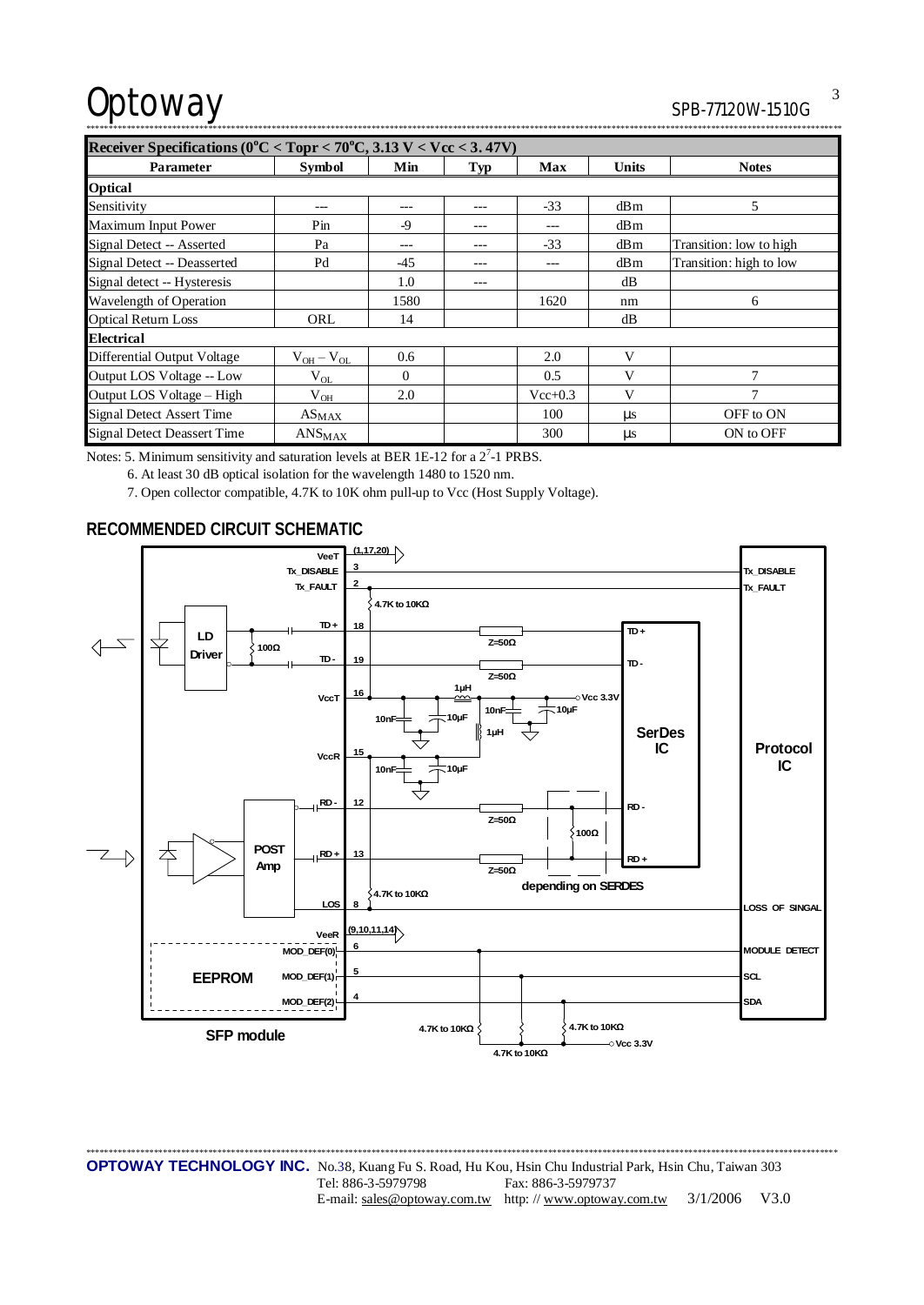| Receiver Specifications (0°C < Topr < 70°C, 3.13 V < Vcc < 3.47V) | | | | | | |
|---|---|---|---|---|---|---|
| **Parameter** | **Symbol** | **Min** | **Typ** | **Max** | **Units** | **Notes** |
| **Optical** | | | | | | |
| Sensitivity | --- | --- | --- | -33 | dBm | 5 |
| Maximum Input Power | Pin | -9 | --- | --- | dBm | |
| Signal Detect -- Asserted | Pa | --- | --- | -33 | dBm | Transition: low to high |
| Signal Detect -- Deasserted | Pd | -45 | --- | --- | dBm | Transition: high to low |
| Signal detect -- Hysteresis | | 1.0 | --- | | dB | |
| Wavelength of Operation | | 1580 | | 1620 | nm | 6 |
| Optical Return Loss | ORL | 14 | | | dB | |
| **Electrical** | | | | | | |
| Differential Output Voltage | $V_{OH} - V_{OL}$ | 0.6 | | 2.0 | V | |
| Output LOS Voltage -- Low | $V_{OL}$ | 0 | | 0.5 | V | 7 |
| Output LOS Voltage – High | $V_{OH}$ | 2.0 | | Vcc+0.3 | V | 7 |
| Signal Detect Assert Time | $AS_{MAX}$ | | | 100 | µs | OFF to ON |
| Signal Detect Deassert Time | $ANS_{MAX}$ | | | 300 | µs | ON to OFF |

Notes: 5. Minimum sensitivity and saturation levels at BER 1E-12 for a $2^7$-1 PRBS.

6. At least 30 dB optical isolation for the wavelength 1480 to 1520 nm.

7. Open collector compatible, 4.7K to 10K ohm pull-up to Vcc (Host Supply Voltage).

## RECOMMENDED CIRCUIT SCHEMATIC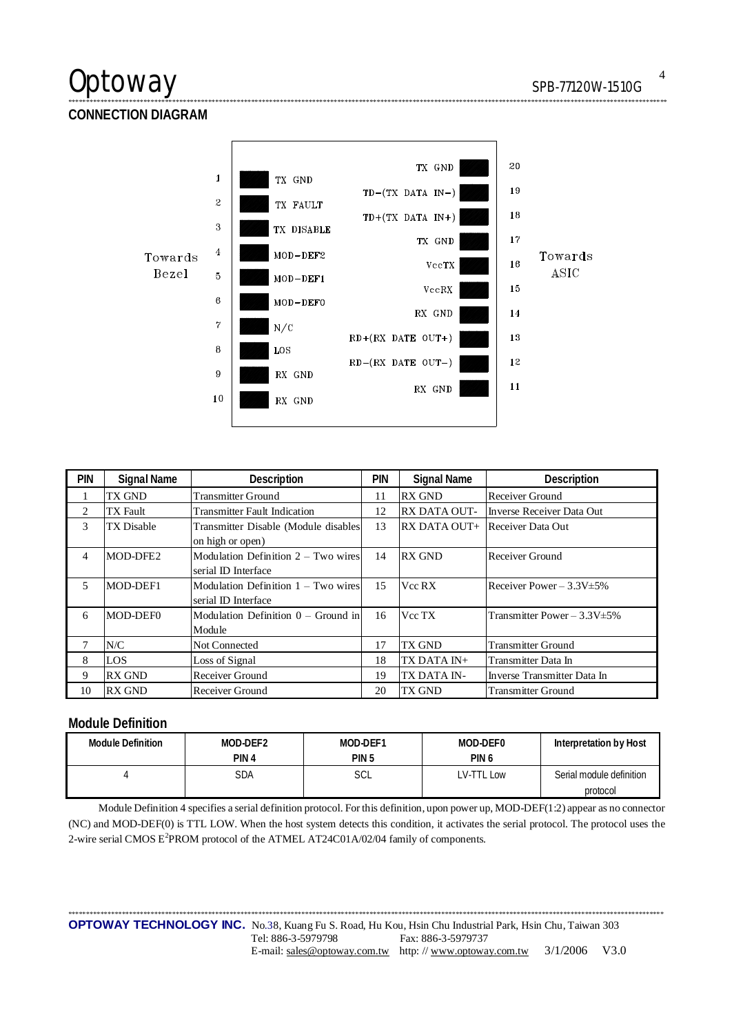## CONNECTION DIAGRAM

Towards Bezel

| PIN | Signal | | Signal | PIN |
|---|---|---|---|---|
| 1 | TX GND | | TX GND | 20 |
| 2 | TX FAULT | | TD−(TX DATA IN−) | 19 |
| 3 | TX DISABLE | | TD+(TX DATA IN+) | 18 |
| 4 | MOD−DEF2 | | TX GND | 17 |
| 5 | MOD−DEF1 | | VccTX | 16 |
| 6 | MOD−DEF0 | | VccRX | 15 |
| 7 | N/C | | RX GND | 14 |
| 8 | LOS | | RD+(RX DATE OUT+) | 13 |
| 9 | RX GND | | RD−(RX DATE OUT−) | 12 |
| 10 | RX GND | | RX GND | 11 |

Towards ASIC

| PIN | Signal Name | Description | PIN | Signal Name | Description |
|---|---|---|---|---|---|
| 1 | TX GND | Transmitter Ground | 11 | RX GND | Receiver Ground |
| 2 | TX Fault | Transmitter Fault Indication | 12 | RX DATA OUT- | Inverse Receiver Data Out |
| 3 | TX Disable | Transmitter Disable (Module disables on high or open) | 13 | RX DATA OUT+ | Receiver Data Out |
| 4 | MOD-DFE2 | Modulation Definition 2 – Two wires serial ID Interface | 14 | RX GND | Receiver Ground |
| 5 | MOD-DEF1 | Modulation Definition 1 – Two wires serial ID Interface | 15 | Vcc RX | Receiver Power – 3.3V±5% |
| 6 | MOD-DEF0 | Modulation Definition 0 – Ground in Module | 16 | Vcc TX | Transmitter Power – 3.3V±5% |
| 7 | N/C | Not Connected | 17 | TX GND | Transmitter Ground |
| 8 | LOS | Loss of Signal | 18 | TX DATA IN+ | Transmitter Data In |
| 9 | RX GND | Receiver Ground | 19 | TX DATA IN- | Inverse Transmitter Data In |
| 10 | RX GND | Receiver Ground | 20 | TX GND | Transmitter Ground |

## Module Definition

| Module Definition | MOD-DEF2 PIN 4 | MOD-DEF1 PIN 5 | MOD-DEF0 PIN 6 | Interpretation by Host |
|---|---|---|---|---|
| 4 | SDA | SCL | LV-TTL Low | Serial module definition protocol |

Module Definition 4 specifies a serial definition protocol. For this definition, upon power up, MOD-DEF(1:2) appear as no connector (NC) and MOD-DEF(0) is TTL LOW. When the host system detects this condition, it activates the serial protocol. The protocol uses the 2-wire serial CMOS $E^2$PROM protocol of the ATMEL AT24C01A/02/04 family of components.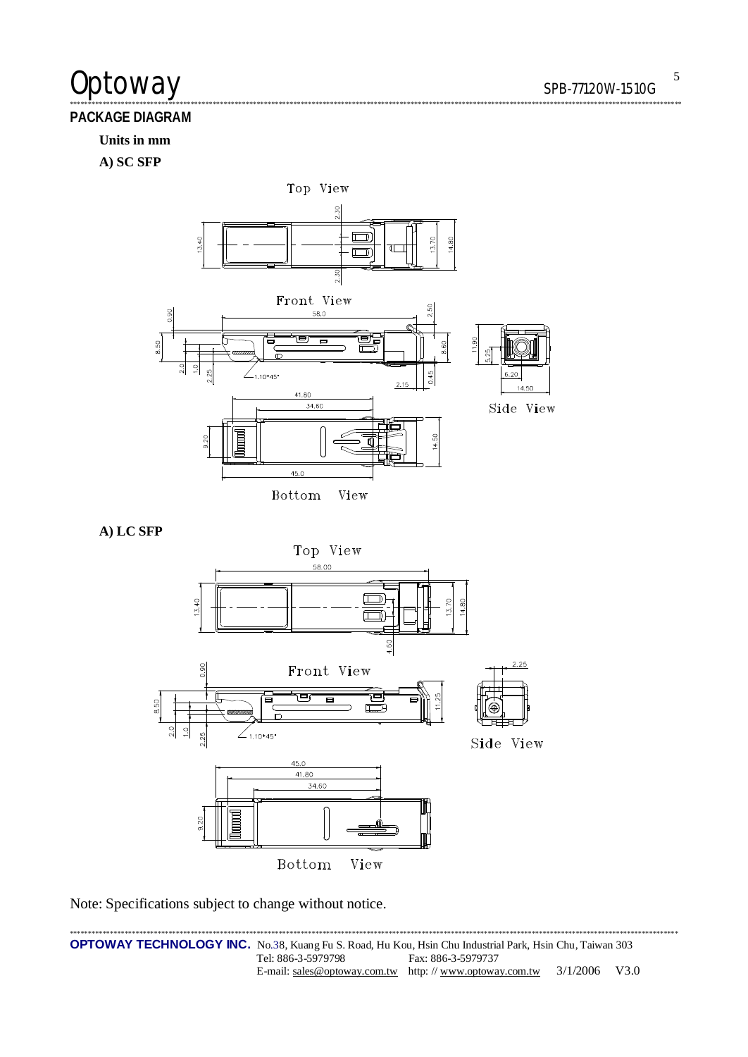## PACKAGE DIAGRAM

**Units in mm**

**A) SC SFP**

Top View

2.30
13.40
13.70
14.80
2.30

Front View

58.0
0.90
2.50
8.50
8.60
2.0
1.0
2.25
1.10*45°
2.15
0.45
11.90
5.25
6.20
14.50

Side View

41.80
34.60
9.20
14.50
45.0

Bottom View

**A) LC SFP**

Top View

58.00
13.40
13.70
14.80
4.60

Front View

0.90
8.50
11.25
2.0
1.0
2.25
1.10*45°
2.25

Side View

45.0
41.80
34.60
9.20

Bottom View

Note: Specifications subject to change without notice.

**OPTOWAY TECHNOLOGY INC.** No.38, Kuang Fu S. Road, Hu Kou, Hsin Chu Industrial Park, Hsin Chu, Taiwan 303
Tel: 886-3-5979798 Fax: 886-3-5979737
E-mail: sales@optoway.com.tw http: // www.optoway.com.tw 3/1/2006 V3.0